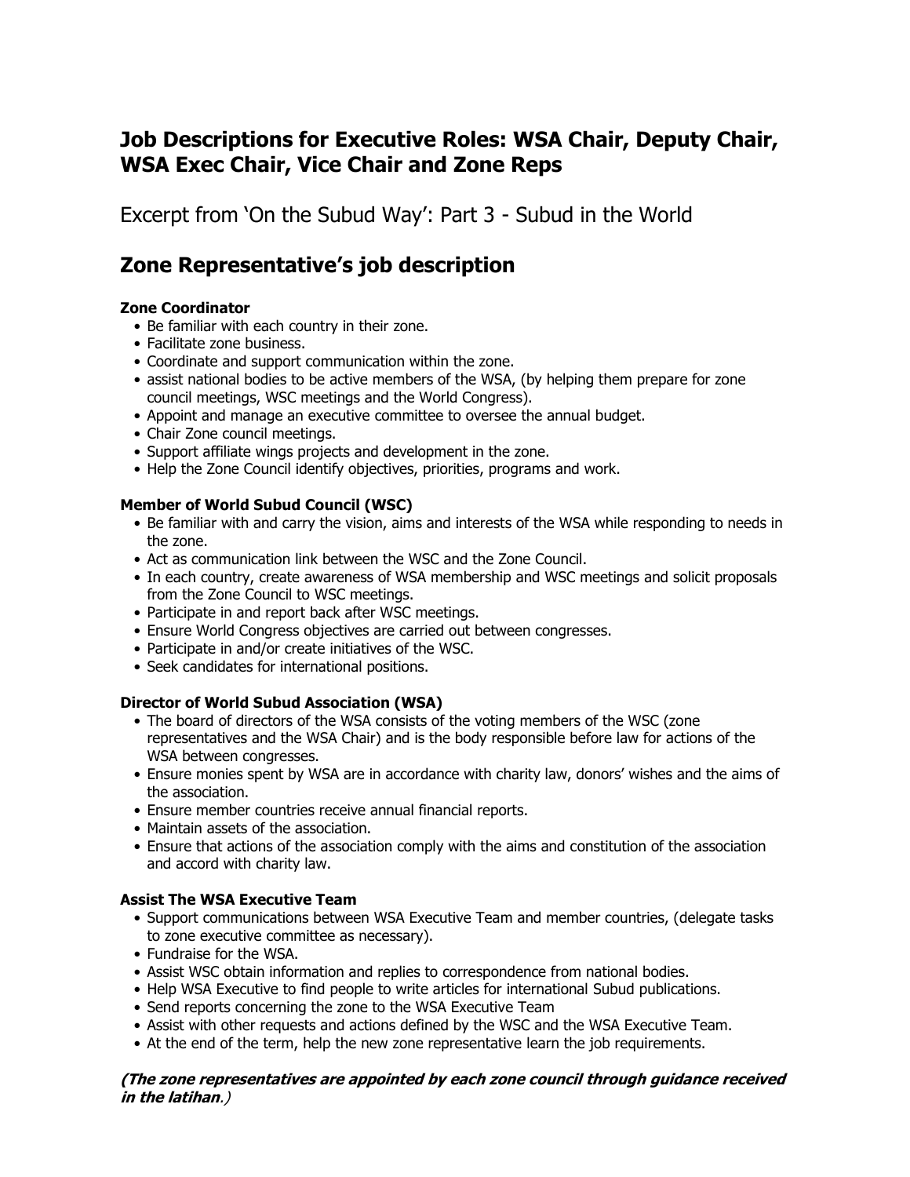# Job Descriptions for Executive Roles: WSA Chair, Deputy Chair, WSA Exec Chair, Vice Chair and Zone Reps

Excerpt from 'On the Subud Way': Part 3 - Subud in the World

## Zone Representative's job description

**Zone Coordinator**

- Be familiar with each country in their zone.
- Facilitate zone business.
- Coordinate and support communication within the zone.
- assist national bodies to be active members of the WSA, (by helping them prepare for zone council meetings, WSC meetings and the World Congress).
- Appoint and manage an executive committee to oversee the annual budget.
- Chair Zone council meetings.
- Support affiliate wings projects and development in the zone.
- Help the Zone Council identify objectives, priorities, programs and work.

**Member of World Subud Council (WSC)**

- Be familiar with and carry the vision, aims and interests of the WSA while responding to needs in the zone.
- Act as communication link between the WSC and the Zone Council.
- In each country, create awareness of WSA membership and WSC meetings and solicit proposals from the Zone Council to WSC meetings.
- Participate in and report back after WSC meetings.
- Ensure World Congress objectives are carried out between congresses.
- Participate in and/or create initiatives of the WSC.
- Seek candidates for international positions.

**Director of World Subud Association (WSA)**

- The board of directors of the WSA consists of the voting members of the WSC (zone representatives and the WSA Chair) and is the body responsible before law for actions of the WSA between congresses.
- Ensure monies spent by WSA are in accordance with charity law, donors' wishes and the aims of the association.
- Ensure member countries receive annual financial reports.
- Maintain assets of the association.
- Ensure that actions of the association comply with the aims and constitution of the association and accord with charity law.

**Assist The WSA Executive Team**

- Support communications between WSA Executive Team and member countries, (delegate tasks to zone executive committee as necessary).
- Fundraise for the WSA.
- Assist WSC obtain information and replies to correspondence from national bodies.
- Help WSA Executive to find people to write articles for international Subud publications.
- Send reports concerning the zone to the WSA Executive Team
- Assist with other requests and actions defined by the WSC and the WSA Executive Team.
- At the end of the term, help the new zone representative learn the job requirements.

***(The zone representatives are appointed by each zone council through guidance received in the latihan**.)*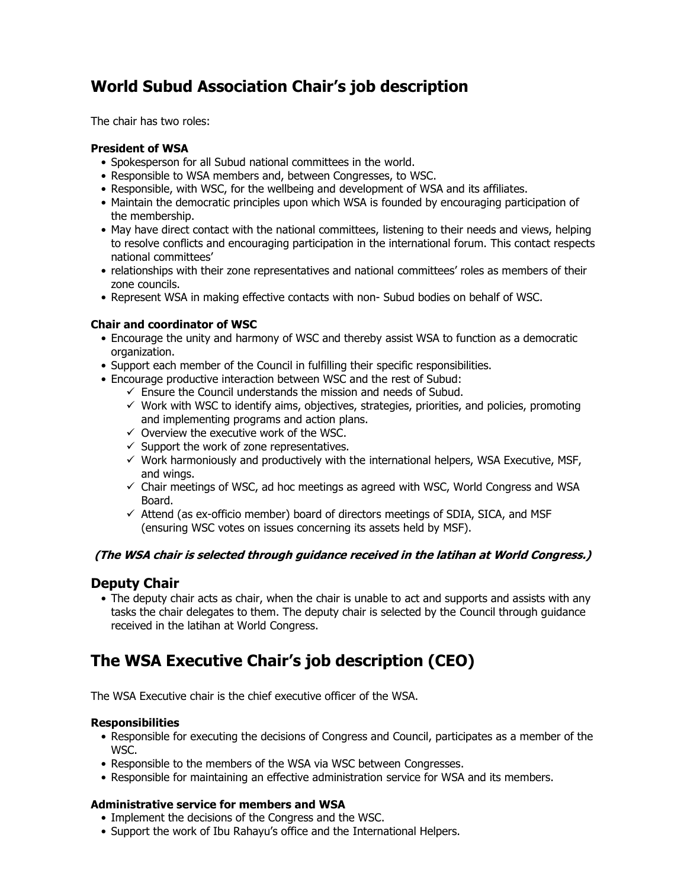# World Subud Association Chair's job description

The chair has two roles:

**President of WSA**

- Spokesperson for all Subud national committees in the world.
- Responsible to WSA members and, between Congresses, to WSC.
- Responsible, with WSC, for the wellbeing and development of WSA and its affiliates.
- Maintain the democratic principles upon which WSA is founded by encouraging participation of the membership.
- May have direct contact with the national committees, listening to their needs and views, helping to resolve conflicts and encouraging participation in the international forum. This contact respects national committees'
- relationships with their zone representatives and national committees' roles as members of their zone councils.
- Represent WSA in making effective contacts with non- Subud bodies on behalf of WSC.

**Chair and coordinator of WSC**

- Encourage the unity and harmony of WSC and thereby assist WSA to function as a democratic organization.
- Support each member of the Council in fulfilling their specific responsibilities.
- Encourage productive interaction between WSC and the rest of Subud:
  - ✓ Ensure the Council understands the mission and needs of Subud.
  - ✓ Work with WSC to identify aims, objectives, strategies, priorities, and policies, promoting and implementing programs and action plans.
  - ✓ Overview the executive work of the WSC.
  - ✓ Support the work of zone representatives.
  - ✓ Work harmoniously and productively with the international helpers, WSA Executive, MSF, and wings.
  - ✓ Chair meetings of WSC, ad hoc meetings as agreed with WSC, World Congress and WSA Board.
  - ✓ Attend (as ex-officio member) board of directors meetings of SDIA, SICA, and MSF (ensuring WSC votes on issues concerning its assets held by MSF).

***(The WSA chair is selected through guidance received in the latihan at World Congress.)***

## Deputy Chair

- The deputy chair acts as chair, when the chair is unable to act and supports and assists with any tasks the chair delegates to them. The deputy chair is selected by the Council through guidance received in the latihan at World Congress.

# The WSA Executive Chair's job description (CEO)

The WSA Executive chair is the chief executive officer of the WSA.

**Responsibilities**

- Responsible for executing the decisions of Congress and Council, participates as a member of the WSC.
- Responsible to the members of the WSA via WSC between Congresses.
- Responsible for maintaining an effective administration service for WSA and its members.

**Administrative service for members and WSA**

- Implement the decisions of the Congress and the WSC.
- Support the work of Ibu Rahayu's office and the International Helpers.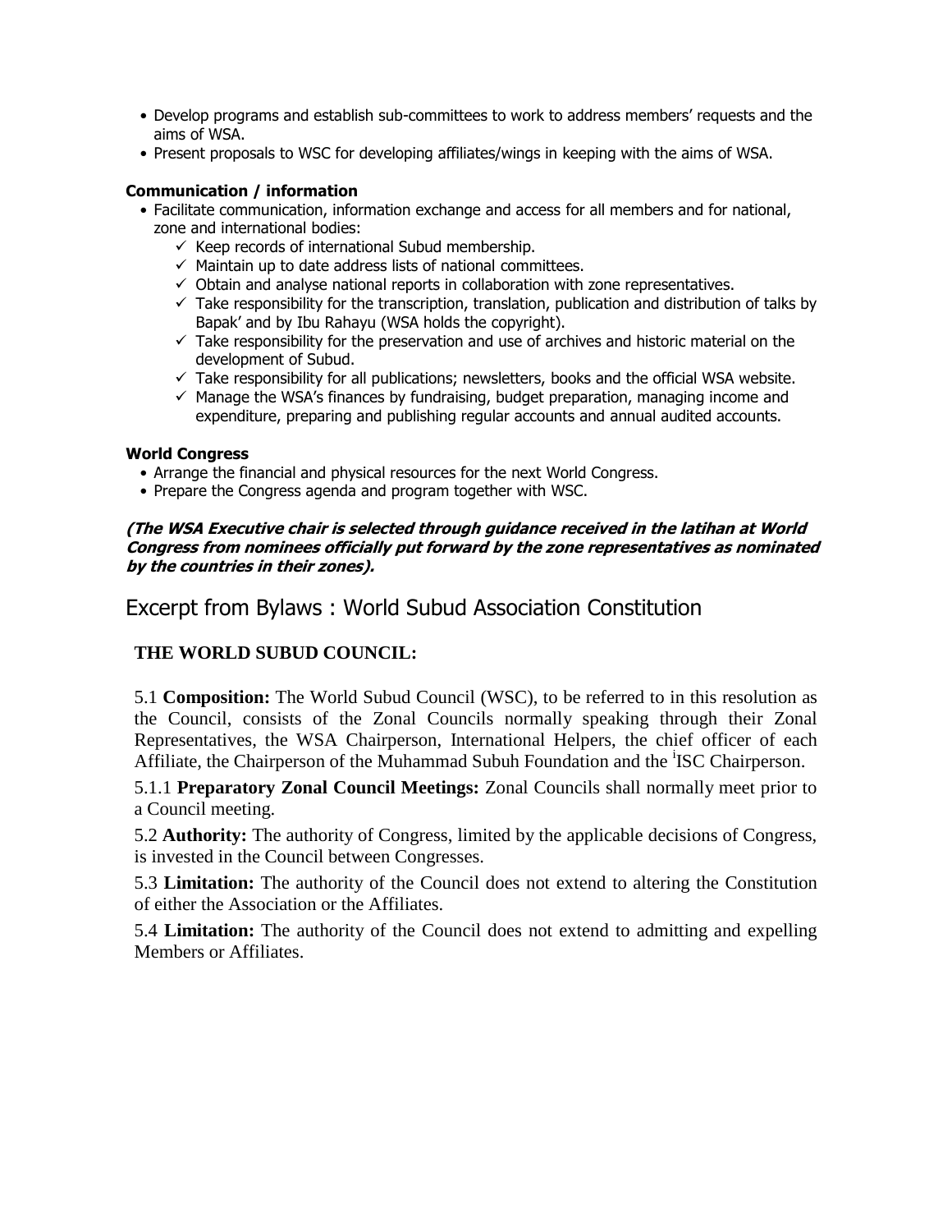- Develop programs and establish sub-committees to work to address members' requests and the aims of WSA.
- Present proposals to WSC for developing affiliates/wings in keeping with the aims of WSA.

**Communication / information**

- Facilitate communication, information exchange and access for all members and for national, zone and international bodies:
  - ✓ Keep records of international Subud membership.
  - ✓ Maintain up to date address lists of national committees.
  - ✓ Obtain and analyse national reports in collaboration with zone representatives.
  - ✓ Take responsibility for the transcription, translation, publication and distribution of talks by Bapak' and by Ibu Rahayu (WSA holds the copyright).
  - ✓ Take responsibility for the preservation and use of archives and historic material on the development of Subud.
  - ✓ Take responsibility for all publications; newsletters, books and the official WSA website.
  - ✓ Manage the WSA's finances by fundraising, budget preparation, managing income and expenditure, preparing and publishing regular accounts and annual audited accounts.

**World Congress**

- Arrange the financial and physical resources for the next World Congress.
- Prepare the Congress agenda and program together with WSC.

***(The WSA Executive chair is selected through guidance received in the latihan at World Congress from nominees officially put forward by the zone representatives as nominated by the countries in their zones).***

## Excerpt from Bylaws : World Subud Association Constitution

### THE WORLD SUBUD COUNCIL:

5.1 **Composition:** The World Subud Council (WSC), to be referred to in this resolution as the Council, consists of the Zonal Councils normally speaking through their Zonal Representatives, the WSA Chairperson, International Helpers, the chief officer of each Affiliate, the Chairperson of the Muhammad Subuh Foundation and the [i]ISC Chairperson.

5.1.1 **Preparatory Zonal Council Meetings:** Zonal Councils shall normally meet prior to a Council meeting.

5.2 **Authority:** The authority of Congress, limited by the applicable decisions of Congress, is invested in the Council between Congresses.

5.3 **Limitation:** The authority of the Council does not extend to altering the Constitution of either the Association or the Affiliates.

5.4 **Limitation:** The authority of the Council does not extend to admitting and expelling Members or Affiliates.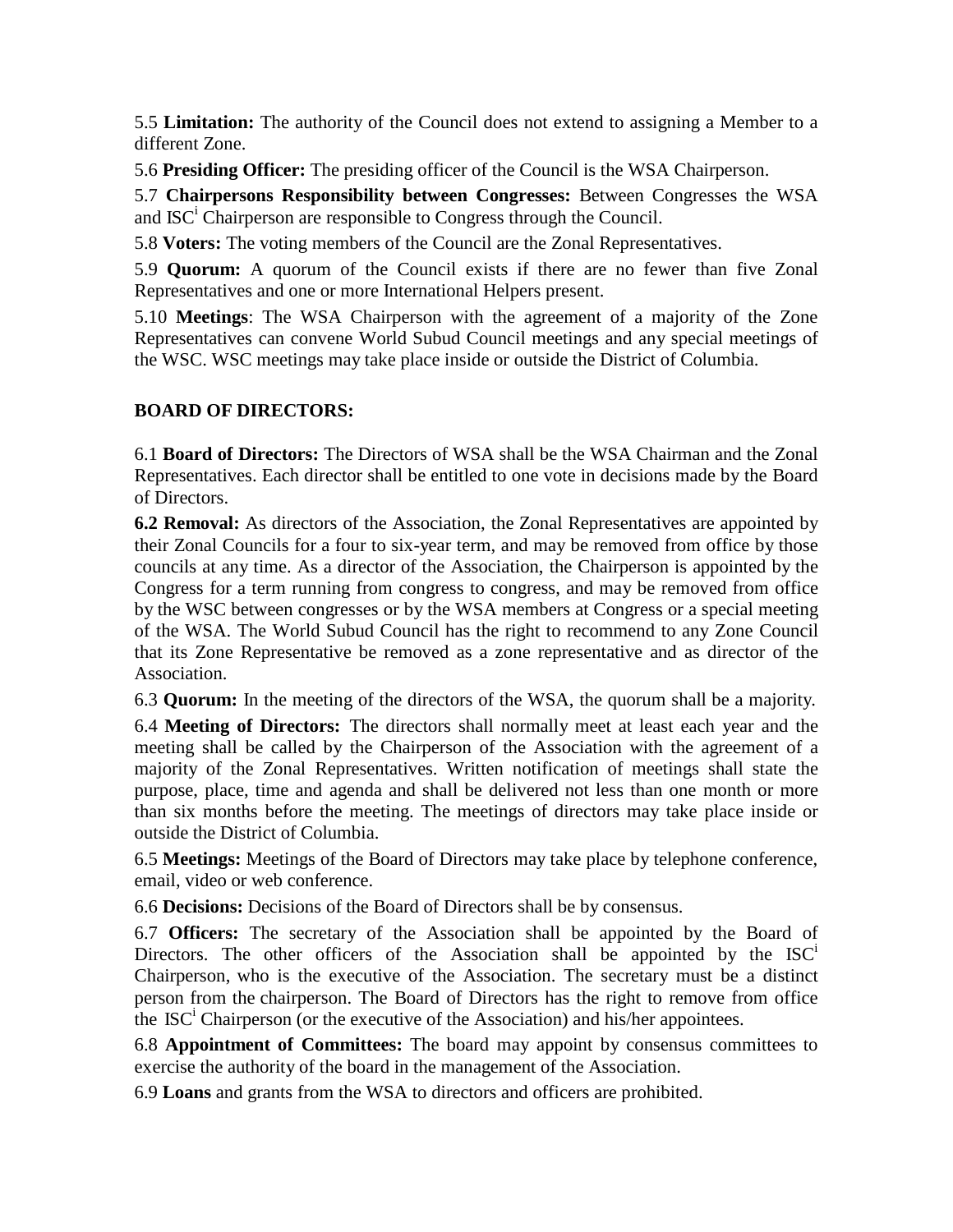5.5 **Limitation:** The authority of the Council does not extend to assigning a Member to a different Zone.

5.6 **Presiding Officer:** The presiding officer of the Council is the WSA Chairperson.

5.7 **Chairpersons Responsibility between Congresses:** Between Congresses the WSA and ISC[i] Chairperson are responsible to Congress through the Council.

5.8 **Voters:** The voting members of the Council are the Zonal Representatives.

5.9 **Quorum:** A quorum of the Council exists if there are no fewer than five Zonal Representatives and one or more International Helpers present.

5.10 **Meetings**: The WSA Chairperson with the agreement of a majority of the Zone Representatives can convene World Subud Council meetings and any special meetings of the WSC. WSC meetings may take place inside or outside the District of Columbia.

## BOARD OF DIRECTORS:

6.1 **Board of Directors:** The Directors of WSA shall be the WSA Chairman and the Zonal Representatives. Each director shall be entitled to one vote in decisions made by the Board of Directors.

**6.2 Removal:** As directors of the Association, the Zonal Representatives are appointed by their Zonal Councils for a four to six-year term, and may be removed from office by those councils at any time. As a director of the Association, the Chairperson is appointed by the Congress for a term running from congress to congress, and may be removed from office by the WSC between congresses or by the WSA members at Congress or a special meeting of the WSA. The World Subud Council has the right to recommend to any Zone Council that its Zone Representative be removed as a zone representative and as director of the Association.

6.3 **Quorum:** In the meeting of the directors of the WSA, the quorum shall be a majority.

6.4 **Meeting of Directors:** The directors shall normally meet at least each year and the meeting shall be called by the Chairperson of the Association with the agreement of a majority of the Zonal Representatives. Written notification of meetings shall state the purpose, place, time and agenda and shall be delivered not less than one month or more than six months before the meeting. The meetings of directors may take place inside or outside the District of Columbia.

6.5 **Meetings:** Meetings of the Board of Directors may take place by telephone conference, email, video or web conference.

6.6 **Decisions:** Decisions of the Board of Directors shall be by consensus.

6.7 **Officers:** The secretary of the Association shall be appointed by the Board of Directors. The other officers of the Association shall be appointed by the ISC[i] Chairperson, who is the executive of the Association. The secretary must be a distinct person from the chairperson. The Board of Directors has the right to remove from office the ISC[i] Chairperson (or the executive of the Association) and his/her appointees.

6.8 **Appointment of Committees:** The board may appoint by consensus committees to exercise the authority of the board in the management of the Association.

6.9 **Loans** and grants from the WSA to directors and officers are prohibited.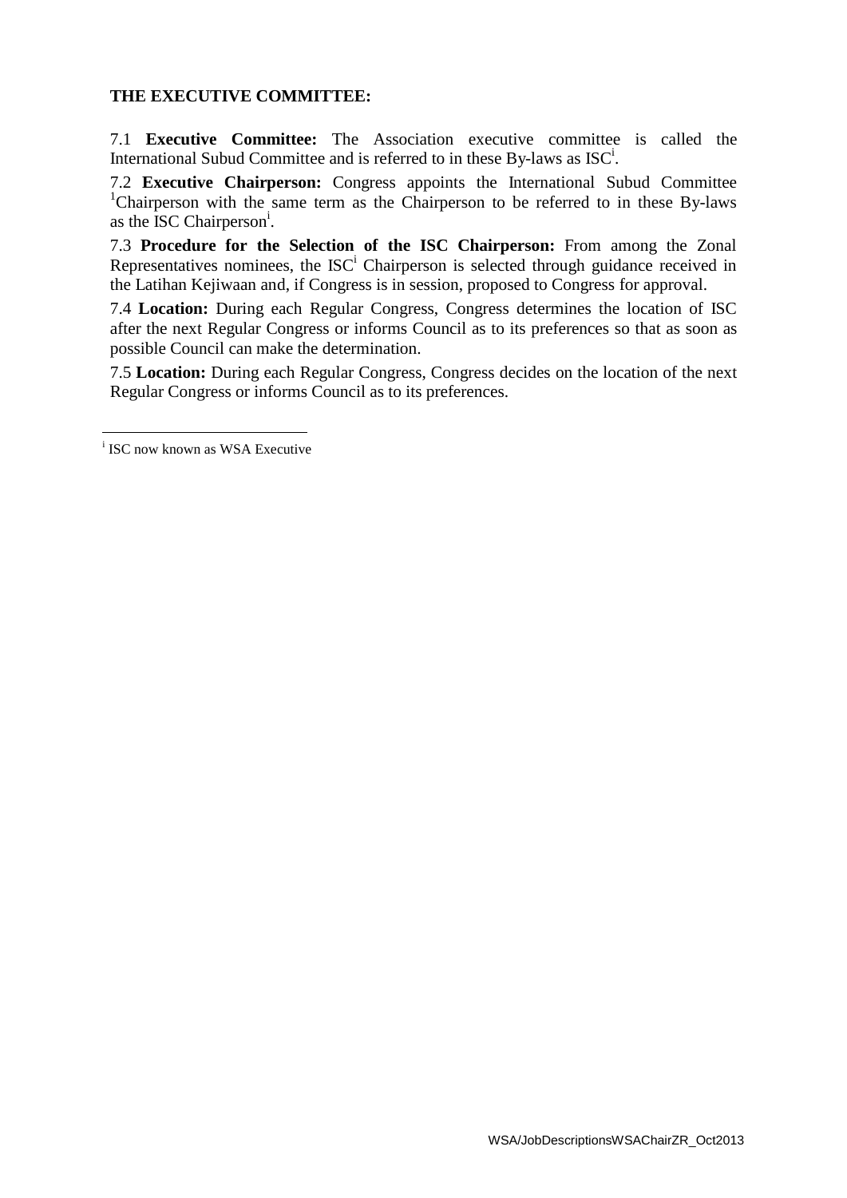**THE EXECUTIVE COMMITTEE:**

7.1 **Executive Committee:** The Association executive committee is called the International Subud Committee and is referred to in these By-laws as ISC[i].

7.2 **Executive Chairperson:** Congress appoints the International Subud Committee [1]Chairperson with the same term as the Chairperson to be referred to in these By-laws as the ISC Chairperson[i].

7.3 **Procedure for the Selection of the ISC Chairperson:** From among the Zonal Representatives nominees, the ISC[i] Chairperson is selected through guidance received in the Latihan Kejiwaan and, if Congress is in session, proposed to Congress for approval.

7.4 **Location:** During each Regular Congress, Congress determines the location of ISC after the next Regular Congress or informs Council as to its preferences so that as soon as possible Council can make the determination.

7.5 **Location:** During each Regular Congress, Congress decides on the location of the next Regular Congress or informs Council as to its preferences.

---

[i] ISC now known as WSA Executive